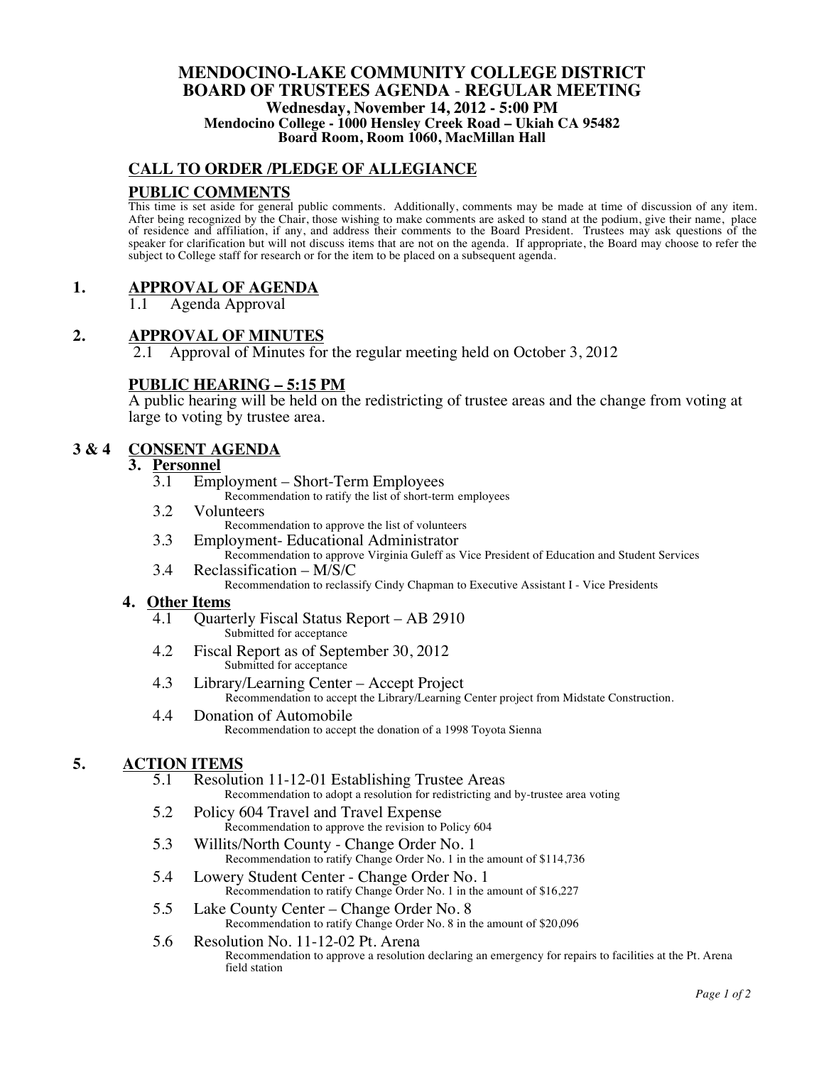# MENDOCINO-LAKE COMMUNITY COLLEGE DISTRICT
# BOARD OF TRUSTEES AGENDA - REGULAR MEETING

**Wednesday, November 14, 2012 - 5:00 PM**
**Mendocino College - 1000 Hensley Creek Road – Ukiah CA 95482**
**Board Room, Room 1060, MacMillan Hall**

## CALL TO ORDER /PLEDGE OF ALLEGIANCE

## PUBLIC COMMENTS

This time is set aside for general public comments. Additionally, comments may be made at time of discussion of any item. After being recognized by the Chair, those wishing to make comments are asked to stand at the podium, give their name, place of residence and affiliation, if any, and address their comments to the Board President. Trustees may ask questions of the speaker for clarification but will not discuss items that are not on the agenda. If appropriate, the Board may choose to refer the subject to College staff for research or for the item to be placed on a subsequent agenda.

## 1. APPROVAL OF AGENDA

1.1 Agenda Approval

## 2. APPROVAL OF MINUTES

2.1 Approval of Minutes for the regular meeting held on October 3, 2012

## PUBLIC HEARING – 5:15 PM

A public hearing will be held on the redistricting of trustee areas and the change from voting at large to voting by trustee area.

## 3 & 4 CONSENT AGENDA

### 3. Personnel

3.1 Employment – Short-Term Employees
Recommendation to ratify the list of short-term employees

3.2 Volunteers
Recommendation to approve the list of volunteers

3.3 Employment- Educational Administrator
Recommendation to approve Virginia Guleff as Vice President of Education and Student Services

3.4 Reclassification – M/S/C
Recommendation to reclassify Cindy Chapman to Executive Assistant I - Vice Presidents

### 4. Other Items

4.1 Quarterly Fiscal Status Report – AB 2910
Submitted for acceptance

4.2 Fiscal Report as of September 30, 2012
Submitted for acceptance

4.3 Library/Learning Center – Accept Project
Recommendation to accept the Library/Learning Center project from Midstate Construction.

4.4 Donation of Automobile
Recommendation to accept the donation of a 1998 Toyota Sienna

## 5. ACTION ITEMS

5.1 Resolution 11-12-01 Establishing Trustee Areas
Recommendation to adopt a resolution for redistricting and by-trustee area voting

5.2 Policy 604 Travel and Travel Expense
Recommendation to approve the revision to Policy 604

5.3 Willits/North County - Change Order No. 1
Recommendation to ratify Change Order No. 1 in the amount of $114,736

5.4 Lowery Student Center - Change Order No. 1
Recommendation to ratify Change Order No. 1 in the amount of $16,227

5.5 Lake County Center – Change Order No. 8
Recommendation to ratify Change Order No. 8 in the amount of $20,096

5.6 Resolution No. 11-12-02 Pt. Arena
Recommendation to approve a resolution declaring an emergency for repairs to facilities at the Pt. Arena field station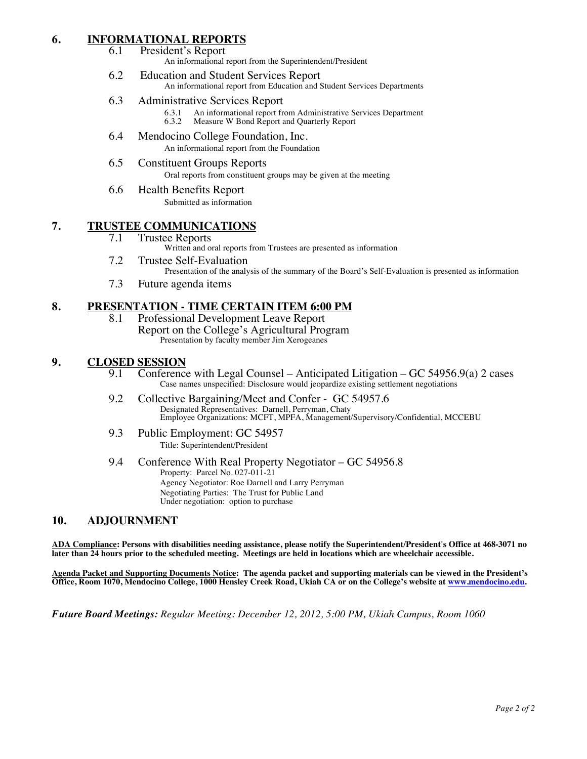## 6. INFORMATIONAL REPORTS

6.1 President's Report
An informational report from the Superintendent/President

6.2 Education and Student Services Report
An informational report from Education and Student Services Departments

6.3 Administrative Services Report
6.3.1 An informational report from Administrative Services Department
6.3.2 Measure W Bond Report and Quarterly Report

6.4 Mendocino College Foundation, Inc.
An informational report from the Foundation

6.5 Constituent Groups Reports
Oral reports from constituent groups may be given at the meeting

6.6 Health Benefits Report
Submitted as information

## 7. TRUSTEE COMMUNICATIONS

7.1 Trustee Reports
Written and oral reports from Trustees are presented as information

7.2 Trustee Self-Evaluation
Presentation of the analysis of the summary of the Board's Self-Evaluation is presented as information

7.3 Future agenda items

## 8. PRESENTATION - TIME CERTAIN ITEM 6:00 PM

8.1 Professional Development Leave Report
Report on the College's Agricultural Program
Presentation by faculty member Jim Xerogeanes

## 9. CLOSED SESSION

9.1 Conference with Legal Counsel – Anticipated Litigation – GC 54956.9(a) 2 cases
Case names unspecified: Disclosure would jeopardize existing settlement negotiations

9.2 Collective Bargaining/Meet and Confer - GC 54957.6
Designated Representatives: Darnell, Perryman, Chaty
Employee Organizations: MCFT, MPFA, Management/Supervisory/Confidential, MCCEBU

9.3 Public Employment: GC 54957
Title: Superintendent/President

9.4 Conference With Real Property Negotiator – GC 54956.8
Property: Parcel No. 027-011-21
Agency Negotiator: Roe Darnell and Larry Perryman
Negotiating Parties: The Trust for Public Land
Under negotiation: option to purchase

## 10. ADJOURNMENT

**ADA Compliance: Persons with disabilities needing assistance, please notify the Superintendent/President's Office at 468-3071 no later than 24 hours prior to the scheduled meeting. Meetings are held in locations which are wheelchair accessible.**

**Agenda Packet and Supporting Documents Notice: The agenda packet and supporting materials can be viewed in the President's Office, Room 1070, Mendocino College, 1000 Hensley Creek Road, Ukiah CA or on the College's website at www.mendocino.edu.**

***Future Board Meetings:*** *Regular Meeting: December 12, 2012, 5:00 PM, Ukiah Campus, Room 1060*